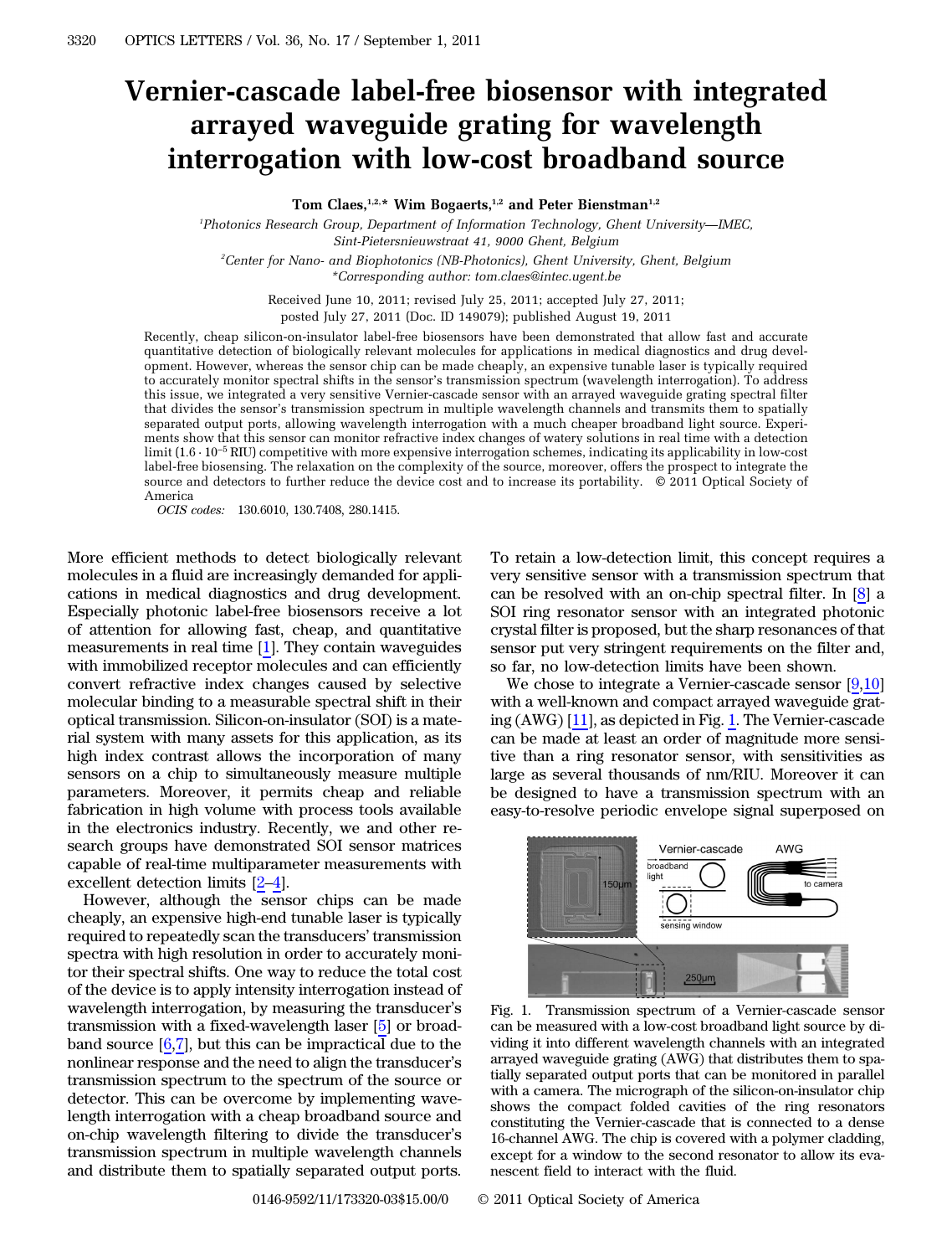# Vernier-cascade label-free biosensor with integrated arrayed waveguide grating for wavelength interrogation with low-cost broadband source

**Tom Claes,[1,2,*] Wim Bogaerts,[1,2] and Peter Bienstman[1,2]**

[1]*Photonics Research Group, Department of Information Technology, Ghent University—IMEC, Sint-Pietersnieuwstraat 41, 9000 Ghent, Belgium*

[2]*Center for Nano- and Biophotonics (NB-Photonics), Ghent University, Ghent, Belgium*

*\*Corresponding author: tom.claes@intec.ugent.be*

Received June 10, 2011; revised July 25, 2011; accepted July 27, 2011; posted July 27, 2011 (Doc. ID 149079); published August 19, 2011

Recently, cheap silicon-on-insulator label-free biosensors have been demonstrated that allow fast and accurate quantitative detection of biologically relevant molecules for applications in medical diagnostics and drug development. However, whereas the sensor chip can be made cheaply, an expensive tunable laser is typically required to accurately monitor spectral shifts in the sensor's transmission spectrum (wavelength interrogation). To address this issue, we integrated a very sensitive Vernier-cascade sensor with an arrayed waveguide grating spectral filter that divides the sensor's transmission spectrum in multiple wavelength channels and transmits them to spatially separated output ports, allowing wavelength interrogation with a much cheaper broadband light source. Experiments show that this sensor can monitor refractive index changes of watery solutions in real time with a detection limit ($1.6 \cdot 10^{-5}$ RIU) competitive with more expensive interrogation schemes, indicating its applicability in low-cost label-free biosensing. The relaxation on the complexity of the source, moreover, offers the prospect to integrate the source and detectors to further reduce the device cost and to increase its portability. © 2011 Optical Society of America

*OCIS codes:* 130.6010, 130.7408, 280.1415.

More efficient methods to detect biologically relevant molecules in a fluid are increasingly demanded for applications in medical diagnostics and drug development. Especially photonic label-free biosensors receive a lot of attention for allowing fast, cheap, and quantitative measurements in real time [1]. They contain waveguides with immobilized receptor molecules and can efficiently convert refractive index changes caused by selective molecular binding to a measurable spectral shift in their optical transmission. Silicon-on-insulator (SOI) is a material system with many assets for this application, as its high index contrast allows the incorporation of many sensors on a chip to simultaneously measure multiple parameters. Moreover, it permits cheap and reliable fabrication in high volume with process tools available in the electronics industry. Recently, we and other research groups have demonstrated SOI sensor matrices capable of real-time multiparameter measurements with excellent detection limits [2–4].

However, although the sensor chips can be made cheaply, an expensive high-end tunable laser is typically required to repeatedly scan the transducers' transmission spectra with high resolution in order to accurately monitor their spectral shifts. One way to reduce the total cost of the device is to apply intensity interrogation instead of wavelength interrogation, by measuring the transducer's transmission with a fixed-wavelength laser [5] or broadband source [6,7], but this can be impractical due to the nonlinear response and the need to align the transducer's transmission spectrum to the spectrum of the source or detector. This can be overcome by implementing wavelength interrogation with a cheap broadband source and on-chip wavelength filtering to divide the transducer's transmission spectrum in multiple wavelength channels and distribute them to spatially separated output ports. To retain a low-detection limit, this concept requires a very sensitive sensor with a transmission spectrum that can be resolved with an on-chip spectral filter. In [8] a SOI ring resonator sensor with an integrated photonic crystal filter is proposed, but the sharp resonances of that sensor put very stringent requirements on the filter and, so far, no low-detection limits have been shown.

We chose to integrate a Vernier-cascade sensor [9,10] with a well-known and compact arrayed waveguide grating (AWG) [11], as depicted in Fig. 1. The Vernier-cascade can be made at least an order of magnitude more sensitive than a ring resonator sensor, with sensitivities as large as several thousands of nm/RIU. Moreover it can be designed to have a transmission spectrum with an easy-to-resolve periodic envelope signal superposed on

Fig. 1. Transmission spectrum of a Vernier-cascade sensor can be measured with a low-cost broadband light source by dividing it into different wavelength channels with an integrated arrayed waveguide grating (AWG) that distributes them to spatially separated output ports that can be monitored in parallel with a camera. The micrograph of the silicon-on-insulator chip shows the compact folded cavities of the ring resonators constituting the Vernier-cascade that is connected to a dense 16-channel AWG. The chip is covered with a polymer cladding, except for a window to the second resonator to allow its evanescent field to interact with the fluid.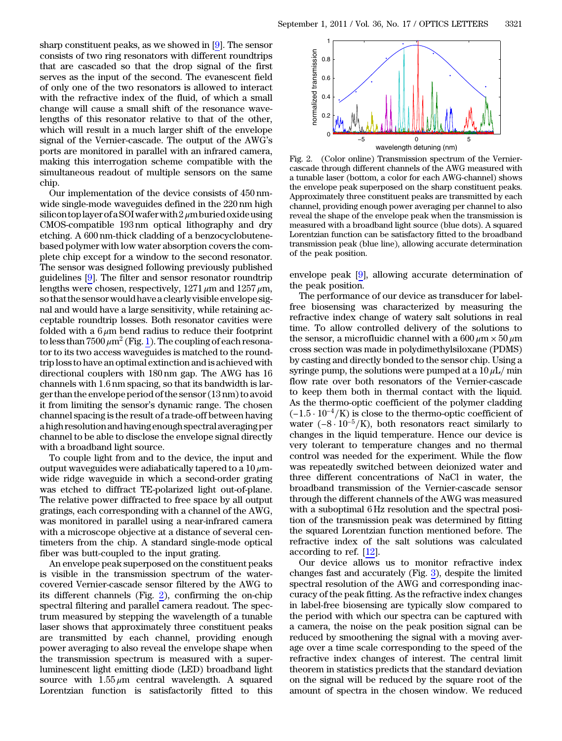sharp constituent peaks, as we showed in [9]. The sensor consists of two ring resonators with different roundtrips that are cascaded so that the drop signal of the first serves as the input of the second. The evanescent field of only one of the two resonators is allowed to interact with the refractive index of the fluid, of which a small change will cause a small shift of the resonance wavelengths of this resonator relative to that of the other, which will result in a much larger shift of the envelope signal of the Vernier-cascade. The output of the AWG's ports are monitored in parallel with an infrared camera, making this interrogation scheme compatible with the simultaneous readout of multiple sensors on the same chip.

Our implementation of the device consists of 450 nm-wide single-mode waveguides defined in the 220 nm high silicon top layer of a SOI wafer with $2\,\mu$m buried oxide using CMOS-compatible 193 nm optical lithography and dry etching. A 600 nm-thick cladding of a benzocyclobutene-based polymer with low water absorption covers the complete chip except for a window to the second resonator. The sensor was designed following previously published guidelines [9]. The filter and sensor resonator roundtrip lengths were chosen, respectively, $1271\,\mu$m and $1257\,\mu$m, so that the sensor would have a clearly visible envelope signal and would have a large sensitivity, while retaining acceptable roundtrip losses. Both resonator cavities were folded with a $6\,\mu$m bend radius to reduce their footprint to less than $7500\,\mu\text{m}^2$ (Fig. 1). The coupling of each resonator to its two access waveguides is matched to the roundtrip loss to have an optimal extinction and is achieved with directional couplers with 180 nm gap. The AWG has 16 channels with 1.6 nm spacing, so that its bandwidth is larger than the envelope period of the sensor (13 nm) to avoid it from limiting the sensor's dynamic range. The chosen channel spacing is the result of a trade-off between having a high resolution and having enough spectral averaging per channel to be able to disclose the envelope signal directly with a broadband light source.

To couple light from and to the device, the input and output waveguides were adiabatically tapered to a $10\,\mu$m-wide ridge waveguide in which a second-order grating was etched to diffract TE-polarized light out-of-plane. The relative power diffracted to free space by all output gratings, each corresponding with a channel of the AWG, was monitored in parallel using a near-infrared camera with a microscope objective at a distance of several centimeters from the chip. A standard single-mode optical fiber was butt-coupled to the input grating.

An envelope peak superposed on the constituent peaks is visible in the transmission spectrum of the water-covered Vernier-cascade sensor filtered by the AWG to its different channels (Fig. 2), confirming the on-chip spectral filtering and parallel camera readout. The spectrum measured by stepping the wavelength of a tunable laser shows that approximately three constituent peaks are transmitted by each channel, providing enough power averaging to also reveal the envelope shape when the transmission spectrum is measured with a superluminescent light emitting diode (LED) broadband light source with $1.55\,\mu$m central wavelength. A squared Lorentzian function is satisfactory fitted to this envelope peak [9], allowing accurate determination of the peak position.

Fig. 2. (Color online) Transmission spectrum of the Vernier-cascade through different channels of the AWG measured with a tunable laser (bottom, a color for each AWG-channel) shows the envelope peak superposed on the sharp constituent peaks. Approximately three constituent peaks are transmitted by each channel, providing enough power averaging per channel to also reveal the shape of the envelope peak when the transmission is measured with a broadband light source (blue dots). A squared Lorentzian function can be satisfactory fitted to the broadband transmission peak (blue line), allowing accurate determination of the peak position.

The performance of our device as transducer for label-free biosensing was characterized by measuring the refractive index change of watery salt solutions in real time. To allow controlled delivery of the solutions to the sensor, a microfluidic channel with a $600\,\mu\text{m} \times 50\,\mu\text{m}$ cross section was made in polydimethylsiloxane (PDMS) by casting and directly bonded to the sensor chip. Using a syringe pump, the solutions were pumped at a $10\,\mu\text{L}/\text{min}$ flow rate over both resonators of the Vernier-cascade to keep them both in thermal contact with the liquid. As the thermo-optic coefficient of the polymer cladding ($-1.5 \cdot 10^{-4}/\text{K}$) is close to the thermo-optic coefficient of water ($-8 \cdot 10^{-5}/\text{K}$), both resonators react similarly to changes in the liquid temperature. Hence our device is very tolerant to temperature changes and no thermal control was needed for the experiment. While the flow was repeatedly switched between deionized water and three different concentrations of NaCl in water, the broadband transmission of the Vernier-cascade sensor through the different channels of the AWG was measured with a suboptimal 6 Hz resolution and the spectral position of the transmission peak was determined by fitting the squared Lorentzian function mentioned before. The refractive index of the salt solutions was calculated according to ref. [12].

Our device allows us to monitor refractive index changes fast and accurately (Fig. 3), despite the limited spectral resolution of the AWG and corresponding inaccuracy of the peak fitting. As the refractive index changes in label-free biosensing are typically slow compared to the period with which our spectra can be captured with a camera, the noise on the peak position signal can be reduced by smoothening the signal with a moving average over a time scale corresponding to the speed of the refractive index changes of interest. The central limit theorem in statistics predicts that the standard deviation on the signal will be reduced by the square root of the amount of spectra in the chosen window. We reduced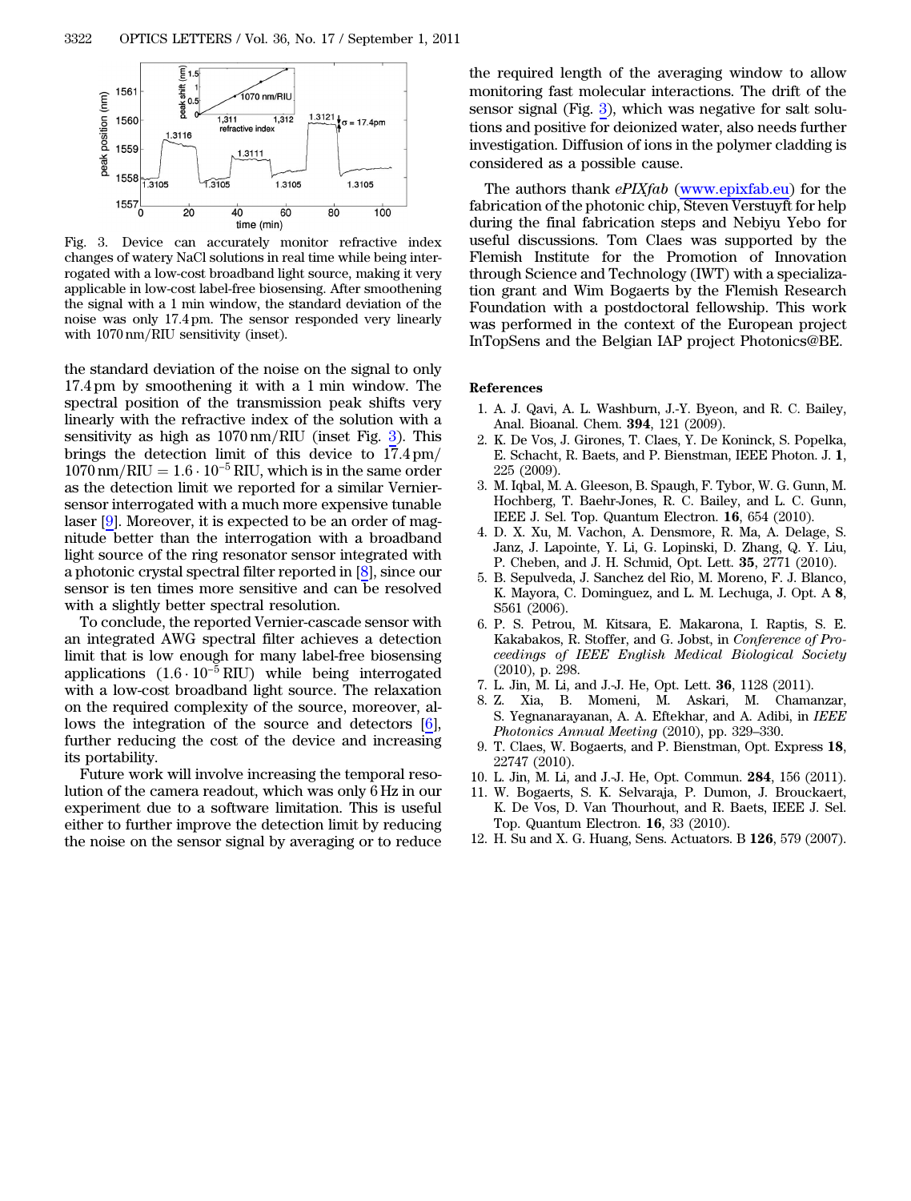peak position (nm)
1561
1560
1559
1558
1557
0
20
40
60
80
100
time (min)
1.3116
1.3105
1.3105
1.3111
1.3105
1.3121
$\sigma$ = 17.4pm
1.3105
peak shift (nm)
1.5
1
0.5
0
1070 nm/RIU
1,311
1,312
refractive index

Fig. 3. Device can accurately monitor refractive index changes of watery NaCl solutions in real time while being interrogated with a low-cost broadband light source, making it very applicable in low-cost label-free biosensing. After smoothening the signal with a 1 min window, the standard deviation of the noise was only 17.4 pm. The sensor responded very linearly with 1070 nm/RIU sensitivity (inset).

the standard deviation of the noise on the signal to only 17.4 pm by smoothening it with a 1 min window. The spectral position of the transmission peak shifts very linearly with the refractive index of the solution with a sensitivity as high as 1070 nm/RIU (inset Fig. 3). This brings the detection limit of this device to $17.4\,\text{pm}/1070\,\text{nm/RIU} = 1.6 \cdot 10^{-5}$ RIU, which is in the same order as the detection limit we reported for a similar Vernier-sensor interrogated with a much more expensive tunable laser [9]. Moreover, it is expected to be an order of magnitude better than the interrogation with a broadband light source of the ring resonator sensor integrated with a photonic crystal spectral filter reported in [8], since our sensor is ten times more sensitive and can be resolved with a slightly better spectral resolution.

To conclude, the reported Vernier-cascade sensor with an integrated AWG spectral filter achieves a detection limit that is low enough for many label-free biosensing applications ($1.6 \cdot 10^{-5}$ RIU) while being interrogated with a low-cost broadband light source. The relaxation on the required complexity of the source, moreover, allows the integration of the source and detectors [6], further reducing the cost of the device and increasing its portability.

Future work will involve increasing the temporal resolution of the camera readout, which was only 6 Hz in our experiment due to a software limitation. This is useful either to further improve the detection limit by reducing the noise on the sensor signal by averaging or to reduce the required length of the averaging window to allow monitoring fast molecular interactions. The drift of the sensor signal (Fig. 3), which was negative for salt solutions and positive for deionized water, also needs further investigation. Diffusion of ions in the polymer cladding is considered as a possible cause.

The authors thank *ePIXfab* (www.epixfab.eu) for the fabrication of the photonic chip, Steven Verstuyft for help during the final fabrication steps and Nebiyu Yebo for useful discussions. Tom Claes was supported by the Flemish Institute for the Promotion of Innovation through Science and Technology (IWT) with a specialization grant and Wim Bogaerts by the Flemish Research Foundation with a postdoctoral fellowship. This work was performed in the context of the European project InTopSens and the Belgian IAP project Photonics@BE.

### References

1. A. J. Qavi, A. L. Washburn, J.-Y. Byeon, and R. C. Bailey, Anal. Bioanal. Chem. **394**, 121 (2009).
2. K. De Vos, J. Girones, T. Claes, Y. De Koninck, S. Popelka, E. Schacht, R. Baets, and P. Bienstman, IEEE Photon. J. **1**, 225 (2009).
3. M. Iqbal, M. A. Gleeson, B. Spaugh, F. Tybor, W. G. Gunn, M. Hochberg, T. Baehr-Jones, R. C. Bailey, and L. C. Gunn, IEEE J. Sel. Top. Quantum Electron. **16**, 654 (2010).
4. D. X. Xu, M. Vachon, A. Densmore, R. Ma, A. Delage, S. Janz, J. Lapointe, Y. Li, G. Lopinski, D. Zhang, Q. Y. Liu, P. Cheben, and J. H. Schmid, Opt. Lett. **35**, 2771 (2010).
5. B. Sepulveda, J. Sanchez del Rio, M. Moreno, F. J. Blanco, K. Mayora, C. Dominguez, and L. M. Lechuga, J. Opt. A **8**, S561 (2006).
6. P. S. Petrou, M. Kitsara, E. Makarona, I. Raptis, S. E. Kakabakos, R. Stoffer, and G. Jobst, in *Conference of Proceedings of IEEE English Medical Biological Society* (2010), p. 298.
7. L. Jin, M. Li, and J.-J. He, Opt. Lett. **36**, 1128 (2011).
8. Z. Xia, B. Momeni, M. Askari, M. Chamanzar, S. Yegnanarayanan, A. A. Eftekhar, and A. Adibi, in *IEEE Photonics Annual Meeting* (2010), pp. 329–330.
9. T. Claes, W. Bogaerts, and P. Bienstman, Opt. Express **18**, 22747 (2010).
10. L. Jin, M. Li, and J.-J. He, Opt. Commun. **284**, 156 (2011).
11. W. Bogaerts, S. K. Selvaraja, P. Dumon, J. Brouckaert, K. De Vos, D. Van Thourhout, and R. Baets, IEEE J. Sel. Top. Quantum Electron. **16**, 33 (2010).
12. H. Su and X. G. Huang, Sens. Actuators. B **126**, 579 (2007).